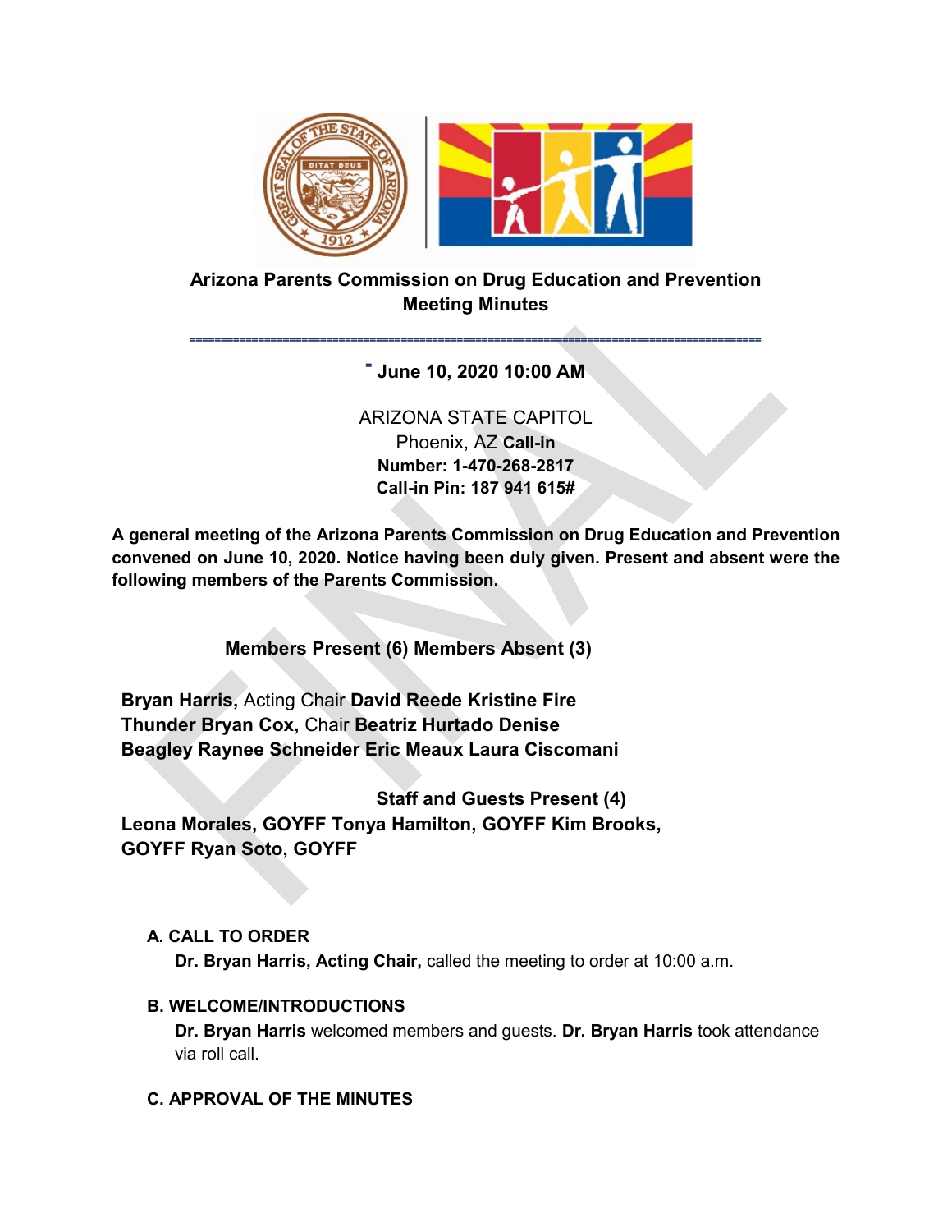# Arizona Parents Commission on Drug Education and Prevention Meeting Minutes

---

**June 10, 2020 10:00 AM**

ARIZONA STATE CAPITOL
Phoenix, AZ **Call-in Number: 1-470-268-2817**
**Call-in Pin: 187 941 615#**

**A general meeting of the Arizona Parents Commission on Drug Education and Prevention convened on June 10, 2020. Notice having been duly given. Present and absent were the following members of the Parents Commission.**

**Members Present (6) Members Absent (3)**

**Bryan Harris,** Acting Chair **David Reede Kristine Fire Thunder Bryan Cox,** Chair **Beatriz Hurtado Denise Beagley Raynee Schneider Eric Meaux Laura Ciscomani**

**Staff and Guests Present (4)**

**Leona Morales, GOYFF Tonya Hamilton, GOYFF Kim Brooks, GOYFF Ryan Soto, GOYFF**

**A. CALL TO ORDER**

**Dr. Bryan Harris, Acting Chair,** called the meeting to order at 10:00 a.m.

**B. WELCOME/INTRODUCTIONS**

**Dr. Bryan Harris** welcomed members and guests. **Dr. Bryan Harris** took attendance via roll call.

**C. APPROVAL OF THE MINUTES**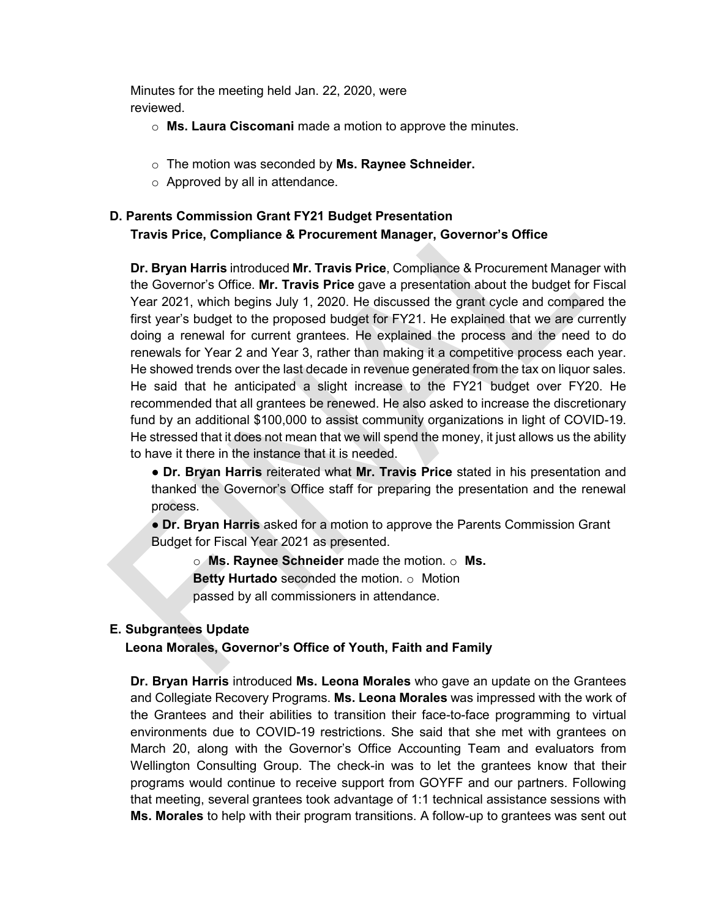Minutes for the meeting held Jan. 22, 2020, were reviewed.

- **Ms. Laura Ciscomani** made a motion to approve the minutes.
- The motion was seconded by **Ms. Raynee Schneider.**
- Approved by all in attendance.

### D. Parents Commission Grant FY21 Budget Presentation
**Travis Price, Compliance & Procurement Manager, Governor's Office**

**Dr. Bryan Harris** introduced **Mr. Travis Price**, Compliance & Procurement Manager with the Governor's Office. **Mr. Travis Price** gave a presentation about the budget for Fiscal Year 2021, which begins July 1, 2020. He discussed the grant cycle and compared the first year's budget to the proposed budget for FY21. He explained that we are currently doing a renewal for current grantees. He explained the process and the need to do renewals for Year 2 and Year 3, rather than making it a competitive process each year. He showed trends over the last decade in revenue generated from the tax on liquor sales. He said that he anticipated a slight increase to the FY21 budget over FY20. He recommended that all grantees be renewed. He also asked to increase the discretionary fund by an additional $100,000 to assist community organizations in light of COVID-19. He stressed that it does not mean that we will spend the money, it just allows us the ability to have it there in the instance that it is needed.

- **Dr. Bryan Harris** reiterated what **Mr. Travis Price** stated in his presentation and thanked the Governor's Office staff for preparing the presentation and the renewal process.
- **Dr. Bryan Harris** asked for a motion to approve the Parents Commission Grant Budget for Fiscal Year 2021 as presented.
  - **Ms. Raynee Schneider** made the motion.
  - **Ms. Betty Hurtado** seconded the motion.
  - Motion passed by all commissioners in attendance.

### E. Subgrantees Update
**Leona Morales, Governor's Office of Youth, Faith and Family**

**Dr. Bryan Harris** introduced **Ms. Leona Morales** who gave an update on the Grantees and Collegiate Recovery Programs. **Ms. Leona Morales** was impressed with the work of the Grantees and their abilities to transition their face-to-face programming to virtual environments due to COVID-19 restrictions. She said that she met with grantees on March 20, along with the Governor's Office Accounting Team and evaluators from Wellington Consulting Group. The check-in was to let the grantees know that their programs would continue to receive support from GOYFF and our partners. Following that meeting, several grantees took advantage of 1:1 technical assistance sessions with **Ms. Morales** to help with their program transitions. A follow-up to grantees was sent out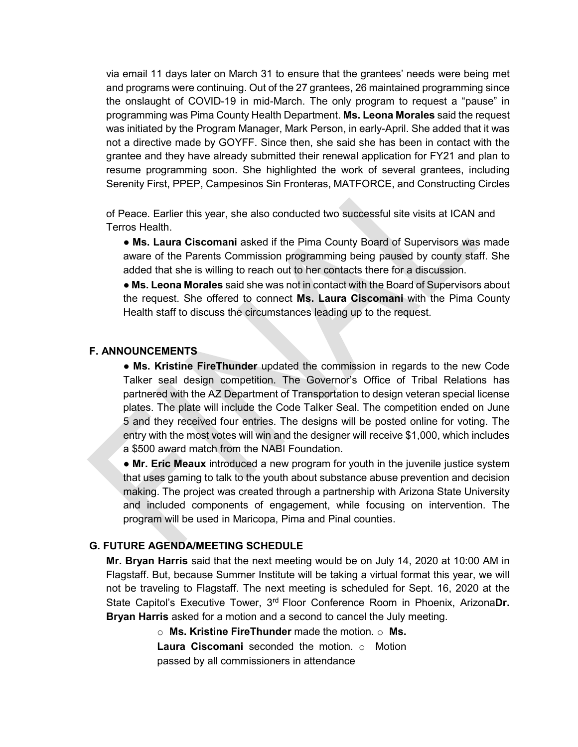via email 11 days later on March 31 to ensure that the grantees' needs were being met and programs were continuing. Out of the 27 grantees, 26 maintained programming since the onslaught of COVID-19 in mid-March. The only program to request a "pause" in programming was Pima County Health Department. **Ms. Leona Morales** said the request was initiated by the Program Manager, Mark Person, in early-April. She added that it was not a directive made by GOYFF. Since then, she said she has been in contact with the grantee and they have already submitted their renewal application for FY21 and plan to resume programming soon. She highlighted the work of several grantees, including Serenity First, PPEP, Campesinos Sin Fronteras, MATFORCE, and Constructing Circles of Peace. Earlier this year, she also conducted two successful site visits at ICAN and Terros Health.

- **Ms. Laura Ciscomani** asked if the Pima County Board of Supervisors was made aware of the Parents Commission programming being paused by county staff. She added that she is willing to reach out to her contacts there for a discussion.
- **Ms. Leona Morales** said she was not in contact with the Board of Supervisors about the request. She offered to connect **Ms. Laura Ciscomani** with the Pima County Health staff to discuss the circumstances leading up to the request.

## F. ANNOUNCEMENTS

- **Ms. Kristine FireThunder** updated the commission in regards to the new Code Talker seal design competition. The Governor's Office of Tribal Relations has partnered with the AZ Department of Transportation to design veteran special license plates. The plate will include the Code Talker Seal. The competition ended on June 5 and they received four entries. The designs will be posted online for voting. The entry with the most votes will win and the designer will receive $1,000, which includes a $500 award match from the NABI Foundation.
- **Mr. Eric Meaux** introduced a new program for youth in the juvenile justice system that uses gaming to talk to the youth about substance abuse prevention and decision making. The project was created through a partnership with Arizona State University and included components of engagement, while focusing on intervention. The program will be used in Maricopa, Pima and Pinal counties.

## G. FUTURE AGENDA/MEETING SCHEDULE

**Mr. Bryan Harris** said that the next meeting would be on July 14, 2020 at 10:00 AM in Flagstaff. But, because Summer Institute will be taking a virtual format this year, we will not be traveling to Flagstaff. The next meeting is scheduled for Sept. 16, 2020 at the State Capitol's Executive Tower, 3rd Floor Conference Room in Phoenix, Arizona**Dr. Bryan Harris** asked for a motion and a second to cancel the July meeting.

- **Ms. Kristine FireThunder** made the motion.
- **Ms. Laura Ciscomani** seconded the motion.
- Motion passed by all commissioners in attendance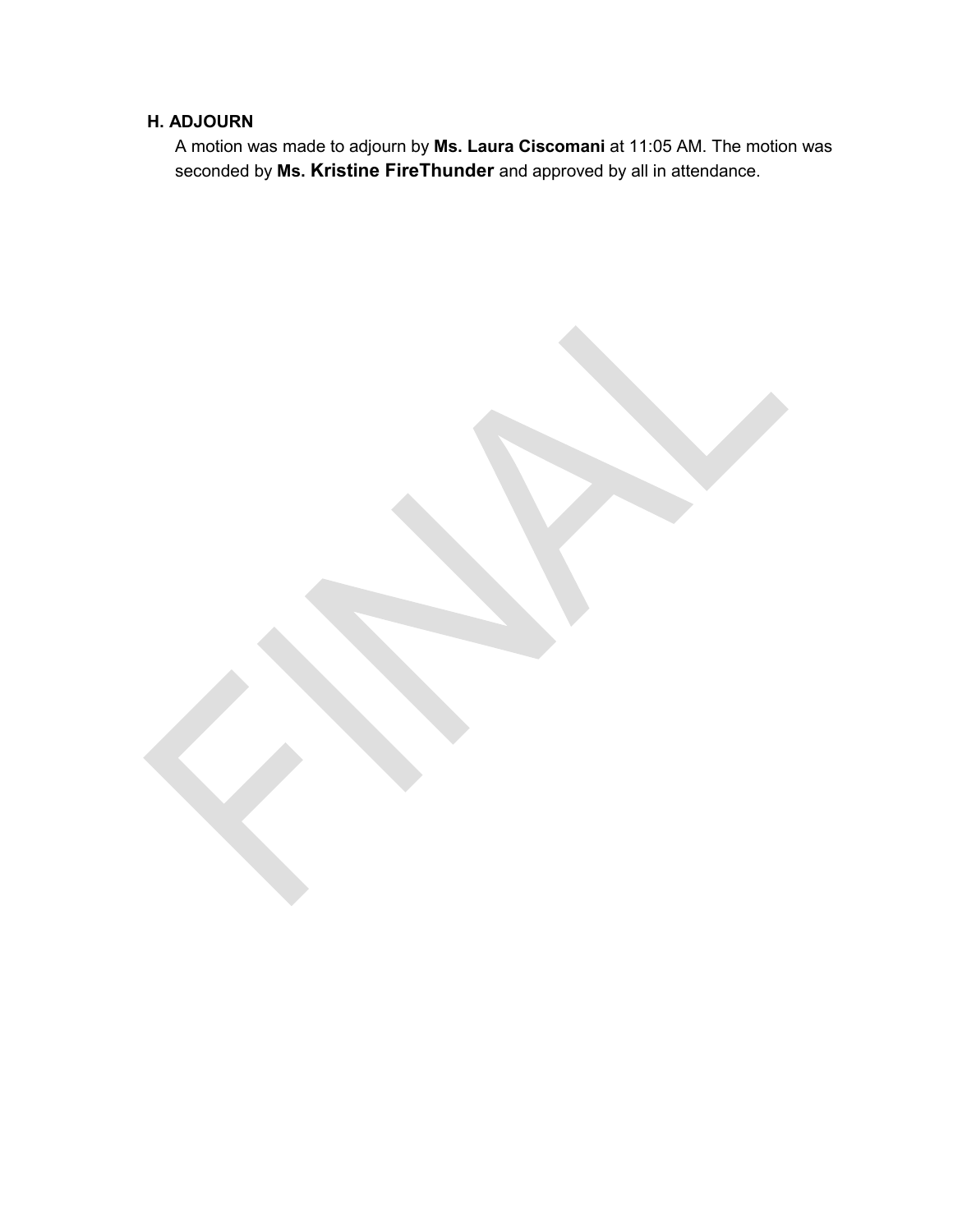### H. ADJOURN

A motion was made to adjourn by **Ms. Laura Ciscomani** at 11:05 AM. The motion was seconded by **Ms. Kristine FireThunder** and approved by all in attendance.